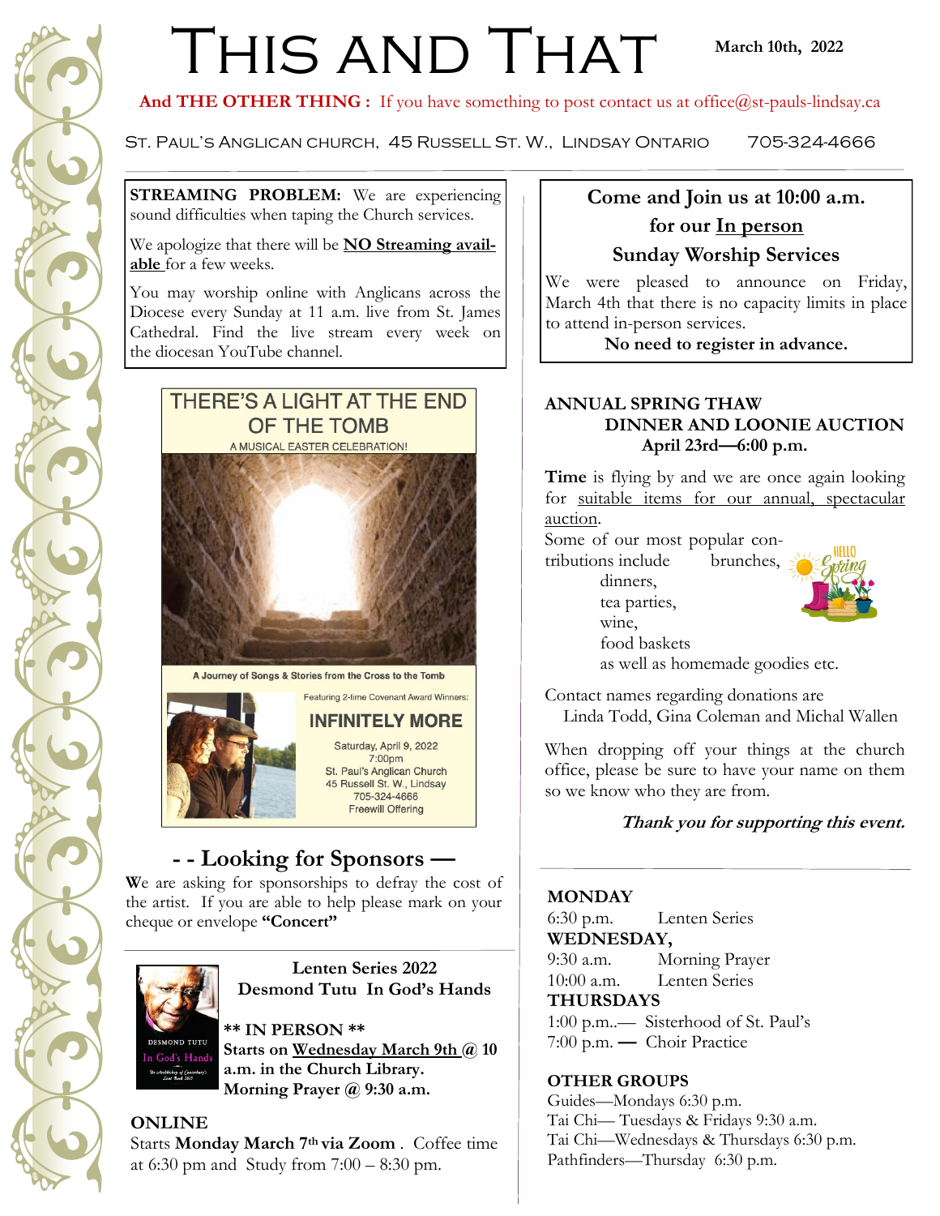# This and That

**March 10th, 2022**

**And THE OTHER THING :** If you have something to post contact us at office@st-pauls-lindsay.ca

St. Paul's Anglican church, 45 Russell St. W., Lindsay Ontario 705-324-4666

**STREAMING PROBLEM:** We are experiencing sound difficulties when taping the Church services.

We apologize that there will be **NO Streaming available** for a few weeks.

You may worship online with Anglicans across the Diocese every Sunday at 11 a.m. live from St. James Cathedral. Find the live stream every week on the diocesan YouTube channel.

THERE'S A LIGHT AT THE END OF THE TOMB

A MUSICAL EASTER CELEBRATION!

A Journey of Songs & Stories from the Cross to the Tomb

Featuring 2-time Covenant Award Winners:

INFINITELY MORE

Saturday, April 9, 2022
7:00pm
St. Paul's Anglican Church
45 Russell St. W., Lindsay
705-324-4666
Freewill Offering

## - - Looking for Sponsors —

We are asking for sponsorships to defray the cost of the artist. If you are able to help please mark on your cheque or envelope **"Concert"**

### Lenten Series 2022
### Desmond Tutu In God's Hands

**\*\* IN PERSON \*\***
**Starts on Wednesday March 9th @ 10 a.m. in the Church Library.**
**Morning Prayer @ 9:30 a.m.**

**ONLINE**
Starts **Monday March 7th via Zoom** . Coffee time at 6:30 pm and Study from 7:00 – 8:30 pm.

### Come and Join us at 10:00 a.m. for our In person Sunday Worship Services

We were pleased to announce on Friday, March 4th that there is no capacity limits in place to attend in-person services.

**No need to register in advance.**

### ANNUAL SPRING THAW DINNER AND LOONIE AUCTION
**April 23rd—6:00 p.m.**

**Time** is flying by and we are once again looking for suitable items for our annual, spectacular auction.

Some of our most popular contributions include brunches,
- dinners,
- tea parties,
- wine,
- food baskets
- as well as homemade goodies etc.

Contact names regarding donations are
Linda Todd, Gina Coleman and Michal Wallen

When dropping off your things at the church office, please be sure to have your name on them so we know who they are from.

***Thank you for supporting this event.***

**MONDAY**
6:30 p.m. Lenten Series
**WEDNESDAY,**
9:30 a.m. Morning Prayer
10:00 a.m. Lenten Series
**THURSDAYS**
1:00 p.m..— Sisterhood of St. Paul's
7:00 p.m. — Choir Practice

**OTHER GROUPS**
Guides—Mondays 6:30 p.m.
Tai Chi— Tuesdays & Fridays 9:30 a.m.
Tai Chi—Wednesdays & Thursdays 6:30 p.m.
Pathfinders—Thursday 6:30 p.m.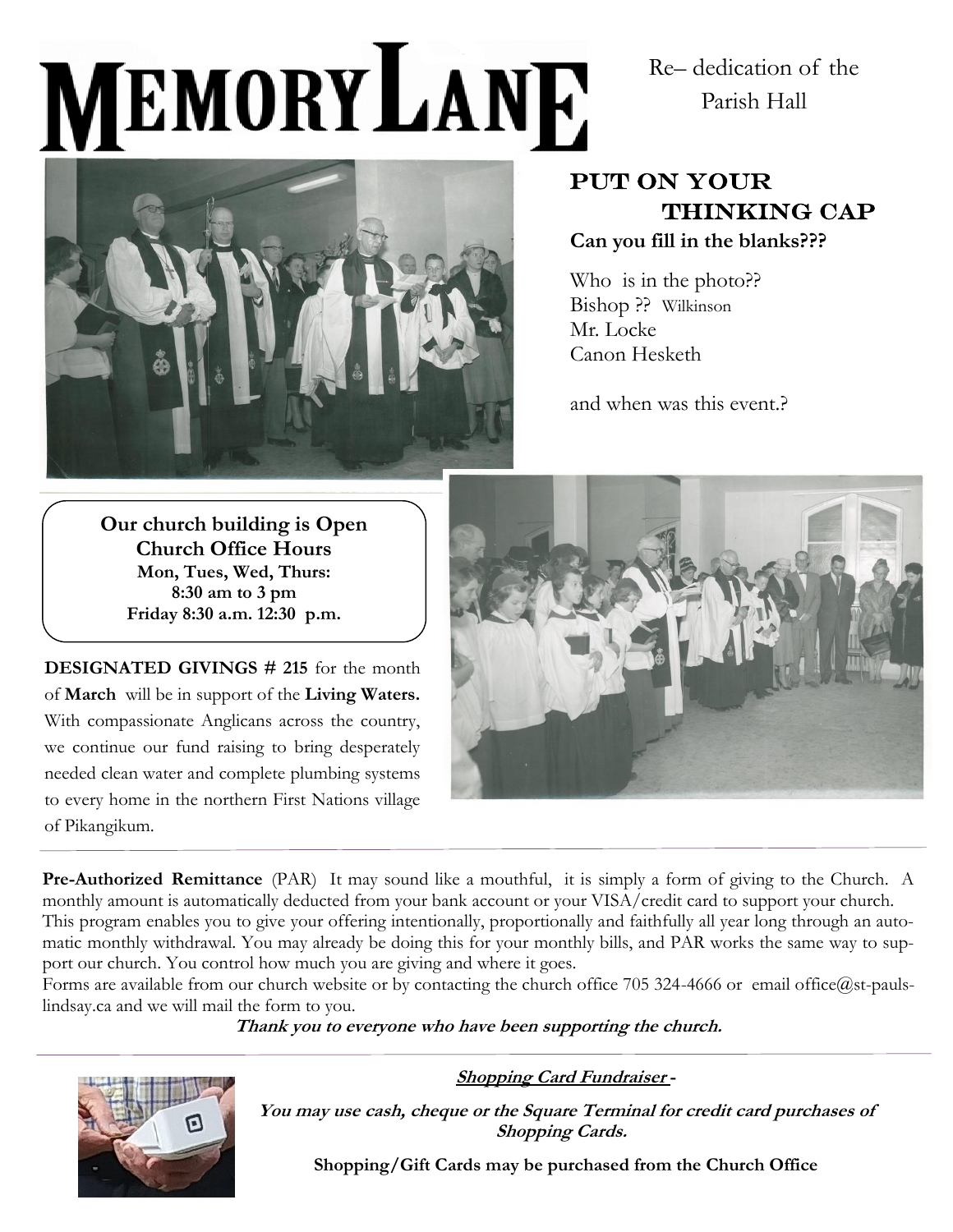# MEMORY LANE

Re– dedication of the Parish Hall

## PUT ON YOUR THINKING CAP

**Can you fill in the blanks???**

Who is in the photo??
Bishop ?? Wilkinson
Mr. Locke
Canon Hesketh

and when was this event.?

**Our church building is Open**
**Church Office Hours**
**Mon, Tues, Wed, Thurs:**
**8:30 am to 3 pm**
**Friday 8:30 a.m. 12:30 p.m.**

**DESIGNATED GIVINGS # 215** for the month of **March** will be in support of the **Living Waters.** With compassionate Anglicans across the country, we continue our fund raising to bring desperately needed clean water and complete plumbing systems to every home in the northern First Nations village of Pikangikum.

**Pre-Authorized Remittance** (PAR) It may sound like a mouthful, it is simply a form of giving to the Church. A monthly amount is automatically deducted from your bank account or your VISA/credit card to support your church. This program enables you to give your offering intentionally, proportionally and faithfully all year long through an automatic monthly withdrawal. You may already be doing this for your monthly bills, and PAR works the same way to support our church. You control how much you are giving and where it goes.
Forms are available from our church website or by contacting the church office 705 324-4666 or email office@st-pauls-lindsay.ca and we will mail the form to you.

***Thank you to everyone who have been supporting the church.***

***Shopping Card Fundraiser -***

***You may use cash, cheque or the Square Terminal for credit card purchases of Shopping Cards.***

**Shopping/Gift Cards may be purchased from the Church Office**